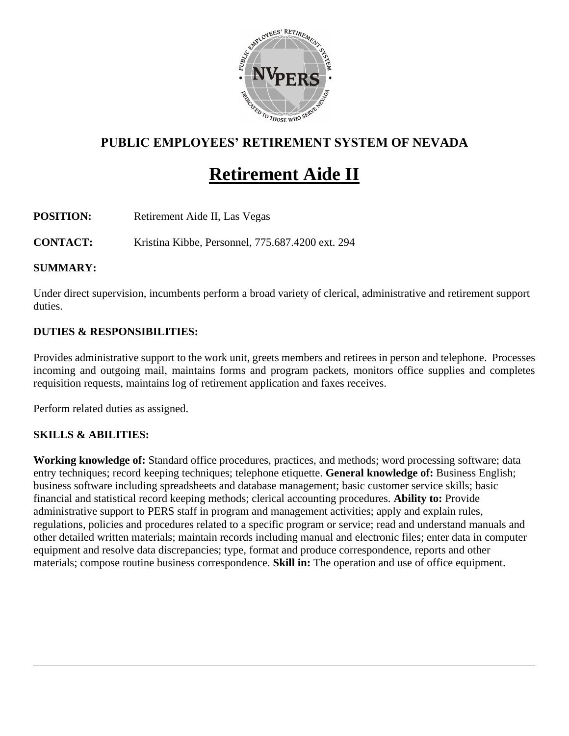## PUBLIC EMPLOYEES' RETIREMENT SYSTEM OF NEVADA

# Retirement Aide II

**POSITION:** Retirement Aide II, Las Vegas

**CONTACT:** Kristina Kibbe, Personnel, 775.687.4200 ext. 294

**SUMMARY:**

Under direct supervision, incumbents perform a broad variety of clerical, administrative and retirement support duties.

**DUTIES & RESPONSIBILITIES:**

Provides administrative support to the work unit, greets members and retirees in person and telephone. Processes incoming and outgoing mail, maintains forms and program packets, monitors office supplies and completes requisition requests, maintains log of retirement application and faxes receives.

Perform related duties as assigned.

**SKILLS & ABILITIES:**

**Working knowledge of:** Standard office procedures, practices, and methods; word processing software; data entry techniques; record keeping techniques; telephone etiquette. **General knowledge of:** Business English; business software including spreadsheets and database management; basic customer service skills; basic financial and statistical record keeping methods; clerical accounting procedures. **Ability to:** Provide administrative support to PERS staff in program and management activities; apply and explain rules, regulations, policies and procedures related to a specific program or service; read and understand manuals and other detailed written materials; maintain records including manual and electronic files; enter data in computer equipment and resolve data discrepancies; type, format and produce correspondence, reports and other materials; compose routine business correspondence. **Skill in:** The operation and use of office equipment.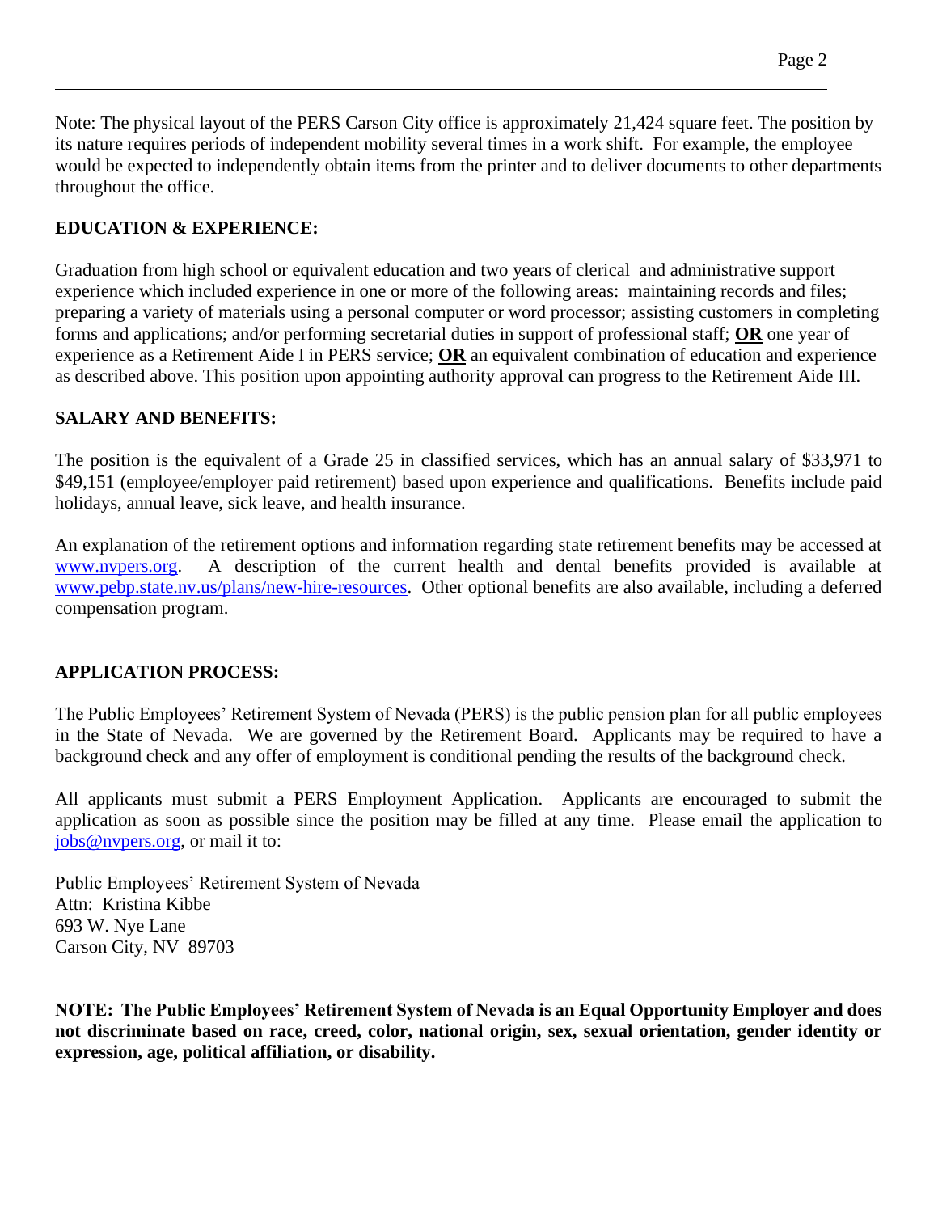Note: The physical layout of the PERS Carson City office is approximately 21,424 square feet. The position by its nature requires periods of independent mobility several times in a work shift. For example, the employee would be expected to independently obtain items from the printer and to deliver documents to other departments throughout the office.

**EDUCATION & EXPERIENCE:**

Graduation from high school or equivalent education and two years of clerical and administrative support experience which included experience in one or more of the following areas: maintaining records and files; preparing a variety of materials using a personal computer or word processor; assisting customers in completing forms and applications; and/or performing secretarial duties in support of professional staff; **OR** one year of experience as a Retirement Aide I in PERS service; **OR** an equivalent combination of education and experience as described above. This position upon appointing authority approval can progress to the Retirement Aide III.

**SALARY AND BENEFITS:**

The position is the equivalent of a Grade 25 in classified services, which has an annual salary of $33,971 to $49,151 (employee/employer paid retirement) based upon experience and qualifications. Benefits include paid holidays, annual leave, sick leave, and health insurance.

An explanation of the retirement options and information regarding state retirement benefits may be accessed at www.nvpers.org. A description of the current health and dental benefits provided is available at www.pebp.state.nv.us/plans/new-hire-resources. Other optional benefits are also available, including a deferred compensation program.

**APPLICATION PROCESS:**

The Public Employees' Retirement System of Nevada (PERS) is the public pension plan for all public employees in the State of Nevada. We are governed by the Retirement Board. Applicants may be required to have a background check and any offer of employment is conditional pending the results of the background check.

All applicants must submit a PERS Employment Application. Applicants are encouraged to submit the application as soon as possible since the position may be filled at any time. Please email the application to jobs@nvpers.org, or mail it to:

Public Employees' Retirement System of Nevada
Attn: Kristina Kibbe
693 W. Nye Lane
Carson City, NV 89703

**NOTE: The Public Employees' Retirement System of Nevada is an Equal Opportunity Employer and does not discriminate based on race, creed, color, national origin, sex, sexual orientation, gender identity or expression, age, political affiliation, or disability.**